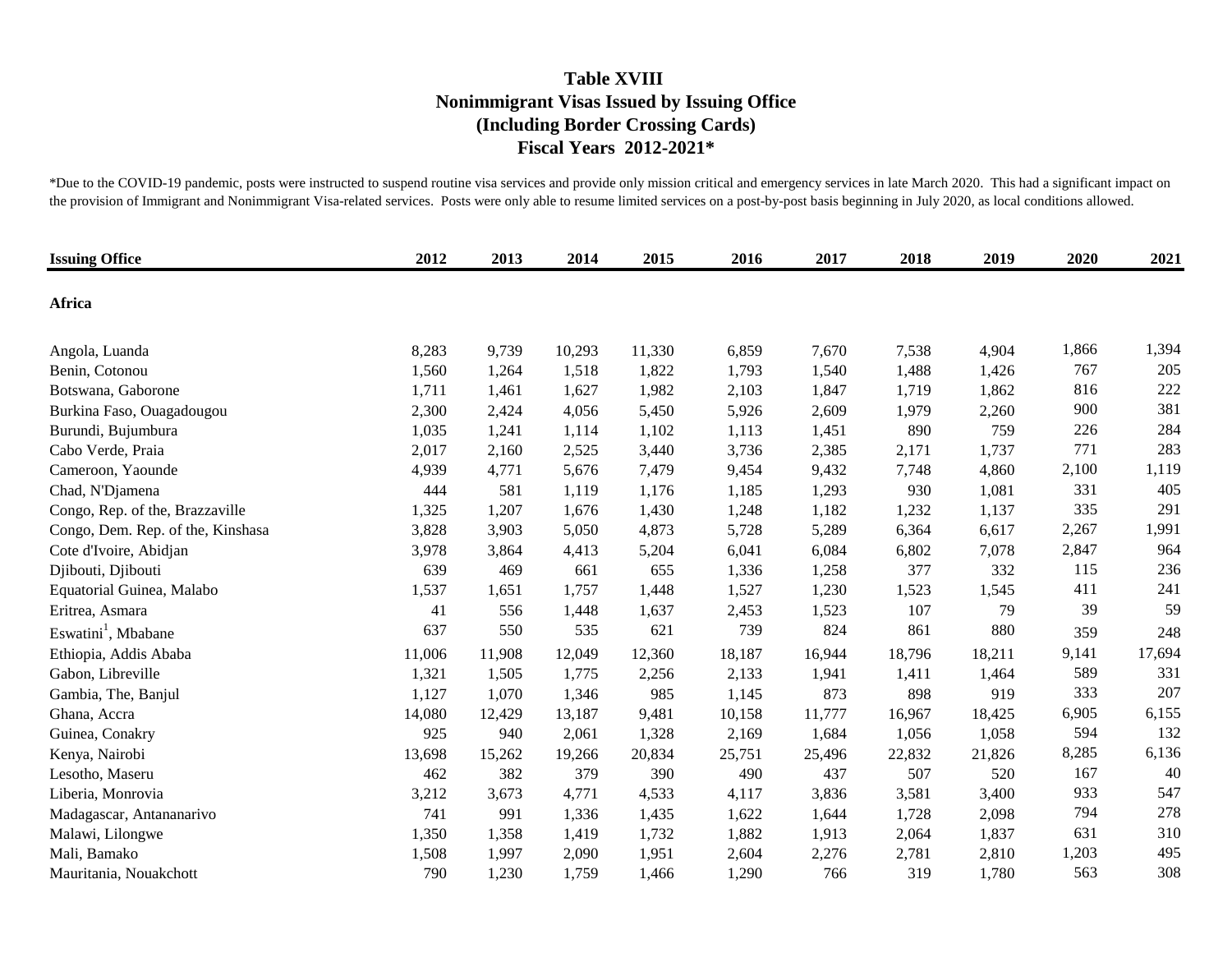**Table XVIII**
**Nonimmigrant Visas Issued by Issuing Office**
**(Including Border Crossing Cards)**
**Fiscal Years 2012-2021***

*Due to the COVID-19 pandemic, posts were instructed to suspend routine visa services and provide only mission critical and emergency services in late March 2020. This had a significant impact on the provision of Immigrant and Nonimmigrant Visa-related services. Posts were only able to resume limited services on a post-by-post basis beginning in July 2020, as local conditions allowed.

| Issuing Office | 2012 | 2013 | 2014 | 2015 | 2016 | 2017 | 2018 | 2019 | 2020 | 2021 |
|---|---|---|---|---|---|---|---|---|---|---|
| **Africa** | | | | | | | | | | |
| Angola, Luanda | 8,283 | 9,739 | 10,293 | 11,330 | 6,859 | 7,670 | 7,538 | 4,904 | 1,866 | 1,394 |
| Benin, Cotonou | 1,560 | 1,264 | 1,518 | 1,822 | 1,793 | 1,540 | 1,488 | 1,426 | 767 | 205 |
| Botswana, Gaborone | 1,711 | 1,461 | 1,627 | 1,982 | 2,103 | 1,847 | 1,719 | 1,862 | 816 | 222 |
| Burkina Faso, Ouagadougou | 2,300 | 2,424 | 4,056 | 5,450 | 5,926 | 2,609 | 1,979 | 2,260 | 900 | 381 |
| Burundi, Bujumbura | 1,035 | 1,241 | 1,114 | 1,102 | 1,113 | 1,451 | 890 | 759 | 226 | 284 |
| Cabo Verde, Praia | 2,017 | 2,160 | 2,525 | 3,440 | 3,736 | 2,385 | 2,171 | 1,737 | 771 | 283 |
| Cameroon, Yaounde | 4,939 | 4,771 | 5,676 | 7,479 | 9,454 | 9,432 | 7,748 | 4,860 | 2,100 | 1,119 |
| Chad, N'Djamena | 444 | 581 | 1,119 | 1,176 | 1,185 | 1,293 | 930 | 1,081 | 331 | 405 |
| Congo, Rep. of the, Brazzaville | 1,325 | 1,207 | 1,676 | 1,430 | 1,248 | 1,182 | 1,232 | 1,137 | 335 | 291 |
| Congo, Dem. Rep. of the, Kinshasa | 3,828 | 3,903 | 5,050 | 4,873 | 5,728 | 5,289 | 6,364 | 6,617 | 2,267 | 1,991 |
| Cote d'Ivoire, Abidjan | 3,978 | 3,864 | 4,413 | 5,204 | 6,041 | 6,084 | 6,802 | 7,078 | 2,847 | 964 |
| Djibouti, Djibouti | 639 | 469 | 661 | 655 | 1,336 | 1,258 | 377 | 332 | 115 | 236 |
| Equatorial Guinea, Malabo | 1,537 | 1,651 | 1,757 | 1,448 | 1,527 | 1,230 | 1,523 | 1,545 | 411 | 241 |
| Eritrea, Asmara | 41 | 556 | 1,448 | 1,637 | 2,453 | 1,523 | 107 | 79 | 39 | 59 |
| Eswatini[1], Mbabane | 637 | 550 | 535 | 621 | 739 | 824 | 861 | 880 | 359 | 248 |
| Ethiopia, Addis Ababa | 11,006 | 11,908 | 12,049 | 12,360 | 18,187 | 16,944 | 18,796 | 18,211 | 9,141 | 17,694 |
| Gabon, Libreville | 1,321 | 1,505 | 1,775 | 2,256 | 2,133 | 1,941 | 1,411 | 1,464 | 589 | 331 |
| Gambia, The, Banjul | 1,127 | 1,070 | 1,346 | 985 | 1,145 | 873 | 898 | 919 | 333 | 207 |
| Ghana, Accra | 14,080 | 12,429 | 13,187 | 9,481 | 10,158 | 11,777 | 16,967 | 18,425 | 6,905 | 6,155 |
| Guinea, Conakry | 925 | 940 | 2,061 | 1,328 | 2,169 | 1,684 | 1,056 | 1,058 | 594 | 132 |
| Kenya, Nairobi | 13,698 | 15,262 | 19,266 | 20,834 | 25,751 | 25,496 | 22,832 | 21,826 | 8,285 | 6,136 |
| Lesotho, Maseru | 462 | 382 | 379 | 390 | 490 | 437 | 507 | 520 | 167 | 40 |
| Liberia, Monrovia | 3,212 | 3,673 | 4,771 | 4,533 | 4,117 | 3,836 | 3,581 | 3,400 | 933 | 547 |
| Madagascar, Antananarivo | 741 | 991 | 1,336 | 1,435 | 1,622 | 1,644 | 1,728 | 2,098 | 794 | 278 |
| Malawi, Lilongwe | 1,350 | 1,358 | 1,419 | 1,732 | 1,882 | 1,913 | 2,064 | 1,837 | 631 | 310 |
| Mali, Bamako | 1,508 | 1,997 | 2,090 | 1,951 | 2,604 | 2,276 | 2,781 | 2,810 | 1,203 | 495 |
| Mauritania, Nouakchott | 790 | 1,230 | 1,759 | 1,466 | 1,290 | 766 | 319 | 1,780 | 563 | 308 |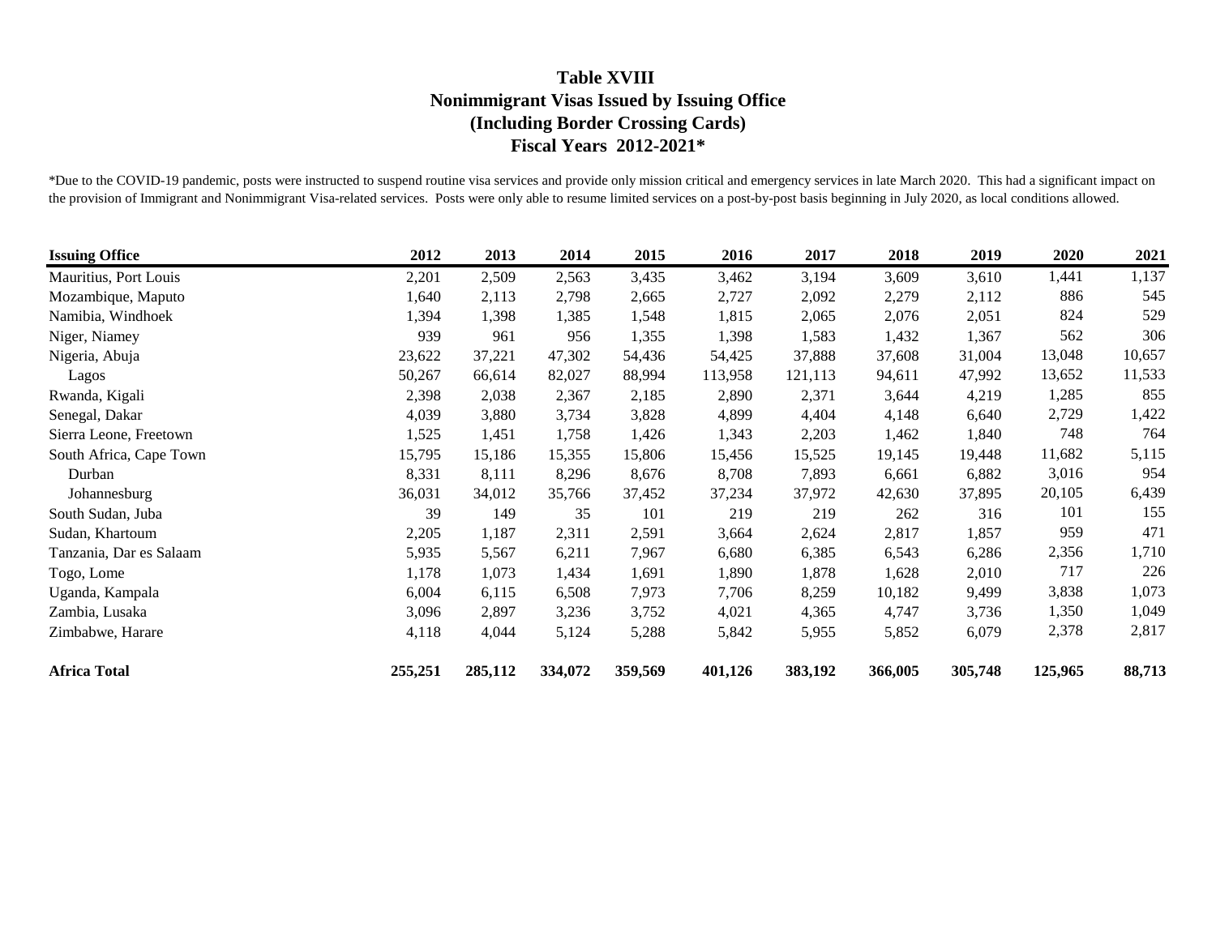**Table XVIII**
**Nonimmigrant Visas Issued by Issuing Office**
**(Including Border Crossing Cards)**
**Fiscal Years 2012-2021***

*Due to the COVID-19 pandemic, posts were instructed to suspend routine visa services and provide only mission critical and emergency services in late March 2020. This had a significant impact on the provision of Immigrant and Nonimmigrant Visa-related services. Posts were only able to resume limited services on a post-by-post basis beginning in July 2020, as local conditions allowed.

| Issuing Office | 2012 | 2013 | 2014 | 2015 | 2016 | 2017 | 2018 | 2019 | 2020 | 2021 |
|---|---|---|---|---|---|---|---|---|---|---|
| Mauritius, Port Louis | 2,201 | 2,509 | 2,563 | 3,435 | 3,462 | 3,194 | 3,609 | 3,610 | 1,441 | 1,137 |
| Mozambique, Maputo | 1,640 | 2,113 | 2,798 | 2,665 | 2,727 | 2,092 | 2,279 | 2,112 | 886 | 545 |
| Namibia, Windhoek | 1,394 | 1,398 | 1,385 | 1,548 | 1,815 | 2,065 | 2,076 | 2,051 | 824 | 529 |
| Niger, Niamey | 939 | 961 | 956 | 1,355 | 1,398 | 1,583 | 1,432 | 1,367 | 562 | 306 |
| Nigeria, Abuja | 23,622 | 37,221 | 47,302 | 54,436 | 54,425 | 37,888 | 37,608 | 31,004 | 13,048 | 10,657 |
| Lagos | 50,267 | 66,614 | 82,027 | 88,994 | 113,958 | 121,113 | 94,611 | 47,992 | 13,652 | 11,533 |
| Rwanda, Kigali | 2,398 | 2,038 | 2,367 | 2,185 | 2,890 | 2,371 | 3,644 | 4,219 | 1,285 | 855 |
| Senegal, Dakar | 4,039 | 3,880 | 3,734 | 3,828 | 4,899 | 4,404 | 4,148 | 6,640 | 2,729 | 1,422 |
| Sierra Leone, Freetown | 1,525 | 1,451 | 1,758 | 1,426 | 1,343 | 2,203 | 1,462 | 1,840 | 748 | 764 |
| South Africa, Cape Town | 15,795 | 15,186 | 15,355 | 15,806 | 15,456 | 15,525 | 19,145 | 19,448 | 11,682 | 5,115 |
| Durban | 8,331 | 8,111 | 8,296 | 8,676 | 8,708 | 7,893 | 6,661 | 6,882 | 3,016 | 954 |
| Johannesburg | 36,031 | 34,012 | 35,766 | 37,452 | 37,234 | 37,972 | 42,630 | 37,895 | 20,105 | 6,439 |
| South Sudan, Juba | 39 | 149 | 35 | 101 | 219 | 219 | 262 | 316 | 101 | 155 |
| Sudan, Khartoum | 2,205 | 1,187 | 2,311 | 2,591 | 3,664 | 2,624 | 2,817 | 1,857 | 959 | 471 |
| Tanzania, Dar es Salaam | 5,935 | 5,567 | 6,211 | 7,967 | 6,680 | 6,385 | 6,543 | 6,286 | 2,356 | 1,710 |
| Togo, Lome | 1,178 | 1,073 | 1,434 | 1,691 | 1,890 | 1,878 | 1,628 | 2,010 | 717 | 226 |
| Uganda, Kampala | 6,004 | 6,115 | 6,508 | 7,973 | 7,706 | 8,259 | 10,182 | 9,499 | 3,838 | 1,073 |
| Zambia, Lusaka | 3,096 | 2,897 | 3,236 | 3,752 | 4,021 | 4,365 | 4,747 | 3,736 | 1,350 | 1,049 |
| Zimbabwe, Harare | 4,118 | 4,044 | 5,124 | 5,288 | 5,842 | 5,955 | 5,852 | 6,079 | 2,378 | 2,817 |
| **Africa Total** | **255,251** | **285,112** | **334,072** | **359,569** | **401,126** | **383,192** | **366,005** | **305,748** | **125,965** | **88,713** |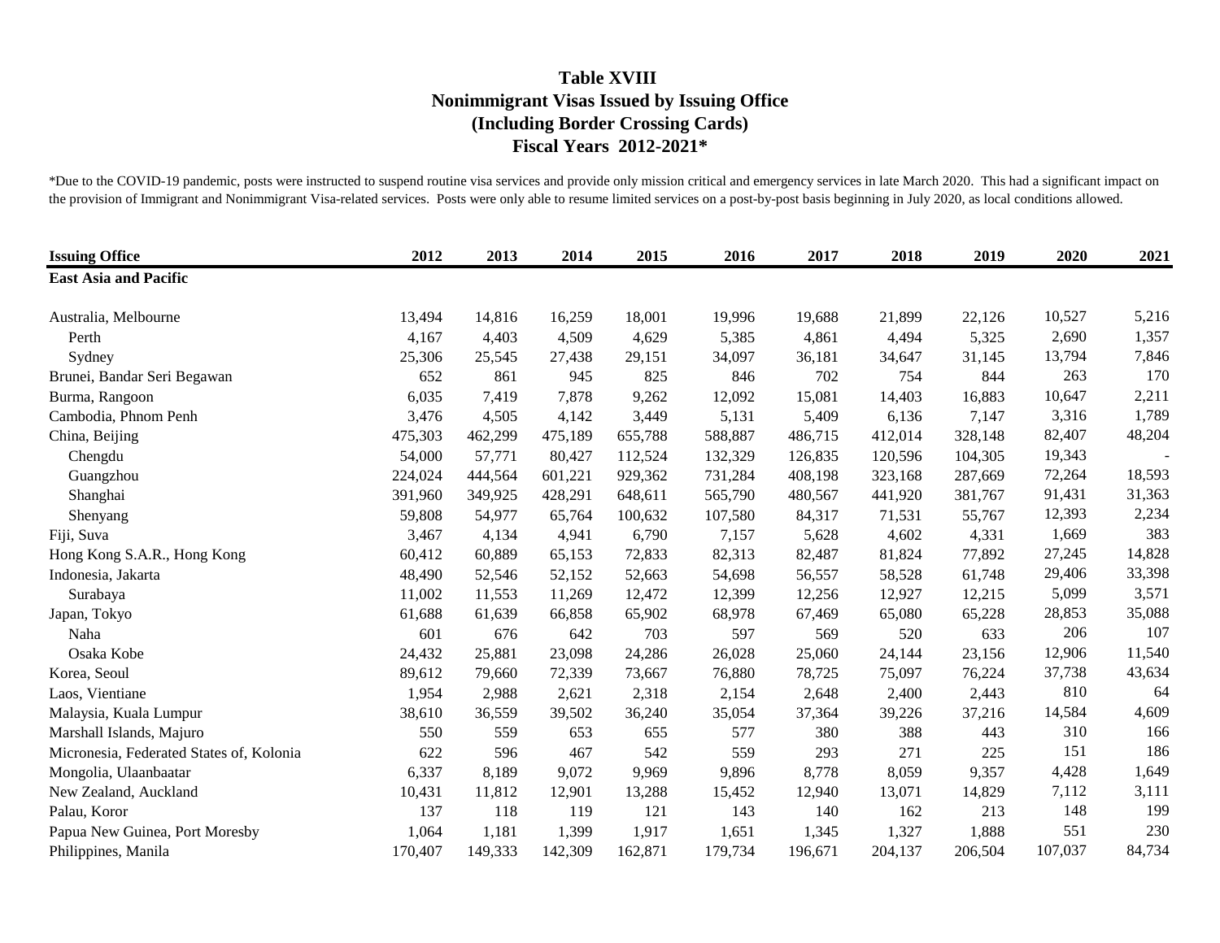# Table XVIII
## Nonimmigrant Visas Issued by Issuing Office
## (Including Border Crossing Cards)
## Fiscal Years 2012-2021*

*Due to the COVID-19 pandemic, posts were instructed to suspend routine visa services and provide only mission critical and emergency services in late March 2020. This had a significant impact on the provision of Immigrant and Nonimmigrant Visa-related services. Posts were only able to resume limited services on a post-by-post basis beginning in July 2020, as local conditions allowed.

| Issuing Office | 2012 | 2013 | 2014 | 2015 | 2016 | 2017 | 2018 | 2019 | 2020 | 2021 |
|---|---|---|---|---|---|---|---|---|---|---|
| **East Asia and Pacific** | | | | | | | | | | |
| Australia, Melbourne | 13,494 | 14,816 | 16,259 | 18,001 | 19,996 | 19,688 | 21,899 | 22,126 | 10,527 | 5,216 |
| Perth | 4,167 | 4,403 | 4,509 | 4,629 | 5,385 | 4,861 | 4,494 | 5,325 | 2,690 | 1,357 |
| Sydney | 25,306 | 25,545 | 27,438 | 29,151 | 34,097 | 36,181 | 34,647 | 31,145 | 13,794 | 7,846 |
| Brunei, Bandar Seri Begawan | 652 | 861 | 945 | 825 | 846 | 702 | 754 | 844 | 263 | 170 |
| Burma, Rangoon | 6,035 | 7,419 | 7,878 | 9,262 | 12,092 | 15,081 | 14,403 | 16,883 | 10,647 | 2,211 |
| Cambodia, Phnom Penh | 3,476 | 4,505 | 4,142 | 3,449 | 5,131 | 5,409 | 6,136 | 7,147 | 3,316 | 1,789 |
| China, Beijing | 475,303 | 462,299 | 475,189 | 655,788 | 588,887 | 486,715 | 412,014 | 328,148 | 82,407 | 48,204 |
| Chengdu | 54,000 | 57,771 | 80,427 | 112,524 | 132,329 | 126,835 | 120,596 | 104,305 | 19,343 | - |
| Guangzhou | 224,024 | 444,564 | 601,221 | 929,362 | 731,284 | 408,198 | 323,168 | 287,669 | 72,264 | 18,593 |
| Shanghai | 391,960 | 349,925 | 428,291 | 648,611 | 565,790 | 480,567 | 441,920 | 381,767 | 91,431 | 31,363 |
| Shenyang | 59,808 | 54,977 | 65,764 | 100,632 | 107,580 | 84,317 | 71,531 | 55,767 | 12,393 | 2,234 |
| Fiji, Suva | 3,467 | 4,134 | 4,941 | 6,790 | 7,157 | 5,628 | 4,602 | 4,331 | 1,669 | 383 |
| Hong Kong S.A.R., Hong Kong | 60,412 | 60,889 | 65,153 | 72,833 | 82,313 | 82,487 | 81,824 | 77,892 | 27,245 | 14,828 |
| Indonesia, Jakarta | 48,490 | 52,546 | 52,152 | 52,663 | 54,698 | 56,557 | 58,528 | 61,748 | 29,406 | 33,398 |
| Surabaya | 11,002 | 11,553 | 11,269 | 12,472 | 12,399 | 12,256 | 12,927 | 12,215 | 5,099 | 3,571 |
| Japan, Tokyo | 61,688 | 61,639 | 66,858 | 65,902 | 68,978 | 67,469 | 65,080 | 65,228 | 28,853 | 35,088 |
| Naha | 601 | 676 | 642 | 703 | 597 | 569 | 520 | 633 | 206 | 107 |
| Osaka Kobe | 24,432 | 25,881 | 23,098 | 24,286 | 26,028 | 25,060 | 24,144 | 23,156 | 12,906 | 11,540 |
| Korea, Seoul | 89,612 | 79,660 | 72,339 | 73,667 | 76,880 | 78,725 | 75,097 | 76,224 | 37,738 | 43,634 |
| Laos, Vientiane | 1,954 | 2,988 | 2,621 | 2,318 | 2,154 | 2,648 | 2,400 | 2,443 | 810 | 64 |
| Malaysia, Kuala Lumpur | 38,610 | 36,559 | 39,502 | 36,240 | 35,054 | 37,364 | 39,226 | 37,216 | 14,584 | 4,609 |
| Marshall Islands, Majuro | 550 | 559 | 653 | 655 | 577 | 380 | 388 | 443 | 310 | 166 |
| Micronesia, Federated States of, Kolonia | 622 | 596 | 467 | 542 | 559 | 293 | 271 | 225 | 151 | 186 |
| Mongolia, Ulaanbaatar | 6,337 | 8,189 | 9,072 | 9,969 | 9,896 | 8,778 | 8,059 | 9,357 | 4,428 | 1,649 |
| New Zealand, Auckland | 10,431 | 11,812 | 12,901 | 13,288 | 15,452 | 12,940 | 13,071 | 14,829 | 7,112 | 3,111 |
| Palau, Koror | 137 | 118 | 119 | 121 | 143 | 140 | 162 | 213 | 148 | 199 |
| Papua New Guinea, Port Moresby | 1,064 | 1,181 | 1,399 | 1,917 | 1,651 | 1,345 | 1,327 | 1,888 | 551 | 230 |
| Philippines, Manila | 170,407 | 149,333 | 142,309 | 162,871 | 179,734 | 196,671 | 204,137 | 206,504 | 107,037 | 84,734 |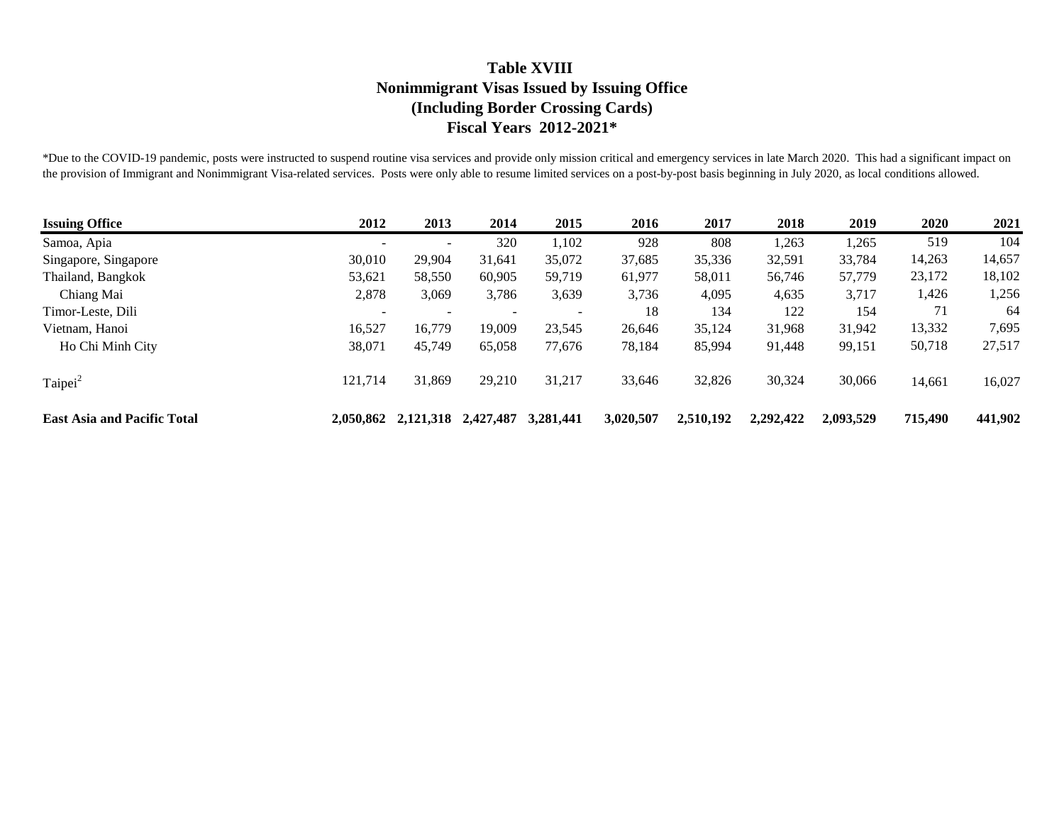# Table XVIII
## Nonimmigrant Visas Issued by Issuing Office
## (Including Border Crossing Cards)
## Fiscal Years 2012-2021*

*Due to the COVID-19 pandemic, posts were instructed to suspend routine visa services and provide only mission critical and emergency services in late March 2020. This had a significant impact on the provision of Immigrant and Nonimmigrant Visa-related services. Posts were only able to resume limited services on a post-by-post basis beginning in July 2020, as local conditions allowed.

| Issuing Office | 2012 | 2013 | 2014 | 2015 | 2016 | 2017 | 2018 | 2019 | 2020 | 2021 |
|---|---|---|---|---|---|---|---|---|---|---|
| Samoa, Apia | - | - | 320 | 1,102 | 928 | 808 | 1,263 | 1,265 | 519 | 104 |
| Singapore, Singapore | 30,010 | 29,904 | 31,641 | 35,072 | 37,685 | 35,336 | 32,591 | 33,784 | 14,263 | 14,657 |
| Thailand, Bangkok | 53,621 | 58,550 | 60,905 | 59,719 | 61,977 | 58,011 | 56,746 | 57,779 | 23,172 | 18,102 |
| Chiang Mai | 2,878 | 3,069 | 3,786 | 3,639 | 3,736 | 4,095 | 4,635 | 3,717 | 1,426 | 1,256 |
| Timor-Leste, Dili | - | - | - | - | 18 | 134 | 122 | 154 | 71 | 64 |
| Vietnam, Hanoi | 16,527 | 16,779 | 19,009 | 23,545 | 26,646 | 35,124 | 31,968 | 31,942 | 13,332 | 7,695 |
| Ho Chi Minh City | 38,071 | 45,749 | 65,058 | 77,676 | 78,184 | 85,994 | 91,448 | 99,151 | 50,718 | 27,517 |
| Taipei[2] | 121,714 | 31,869 | 29,210 | 31,217 | 33,646 | 32,826 | 30,324 | 30,066 | 14,661 | 16,027 |
| **East Asia and Pacific Total** | **2,050,862** | **2,121,318** | **2,427,487** | **3,281,441** | **3,020,507** | **2,510,192** | **2,292,422** | **2,093,529** | **715,490** | **441,902** |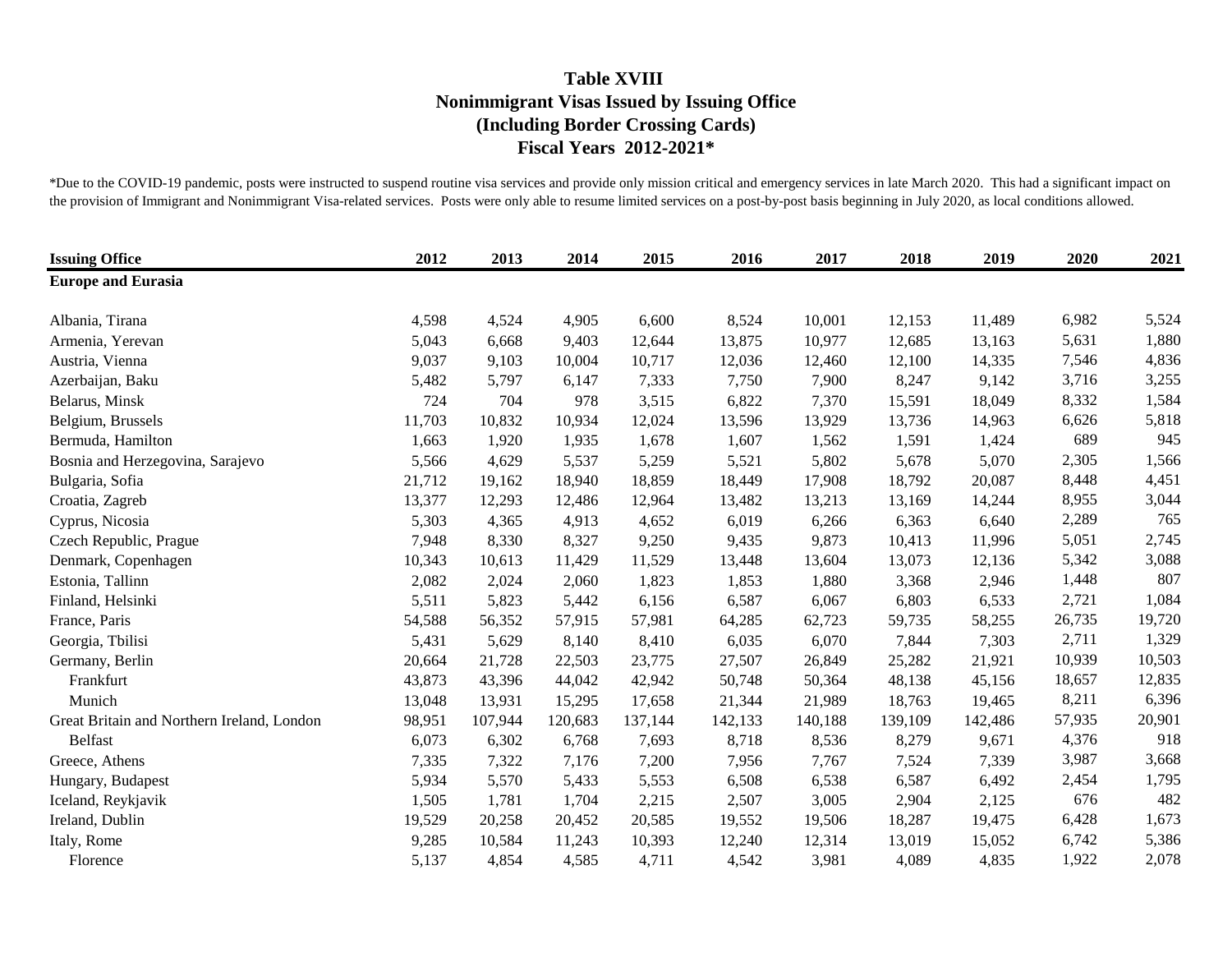**Table XVIII**
**Nonimmigrant Visas Issued by Issuing Office**
**(Including Border Crossing Cards)**
**Fiscal Years 2012-2021***

*Due to the COVID-19 pandemic, posts were instructed to suspend routine visa services and provide only mission critical and emergency services in late March 2020. This had a significant impact on the provision of Immigrant and Nonimmigrant Visa-related services. Posts were only able to resume limited services on a post-by-post basis beginning in July 2020, as local conditions allowed.

| Issuing Office | 2012 | 2013 | 2014 | 2015 | 2016 | 2017 | 2018 | 2019 | 2020 | 2021 |
|---|---|---|---|---|---|---|---|---|---|---|
| **Europe and Eurasia** | | | | | | | | | | |
| Albania, Tirana | 4,598 | 4,524 | 4,905 | 6,600 | 8,524 | 10,001 | 12,153 | 11,489 | 6,982 | 5,524 |
| Armenia, Yerevan | 5,043 | 6,668 | 9,403 | 12,644 | 13,875 | 10,977 | 12,685 | 13,163 | 5,631 | 1,880 |
| Austria, Vienna | 9,037 | 9,103 | 10,004 | 10,717 | 12,036 | 12,460 | 12,100 | 14,335 | 7,546 | 4,836 |
| Azerbaijan, Baku | 5,482 | 5,797 | 6,147 | 7,333 | 7,750 | 7,900 | 8,247 | 9,142 | 3,716 | 3,255 |
| Belarus, Minsk | 724 | 704 | 978 | 3,515 | 6,822 | 7,370 | 15,591 | 18,049 | 8,332 | 1,584 |
| Belgium, Brussels | 11,703 | 10,832 | 10,934 | 12,024 | 13,596 | 13,929 | 13,736 | 14,963 | 6,626 | 5,818 |
| Bermuda, Hamilton | 1,663 | 1,920 | 1,935 | 1,678 | 1,607 | 1,562 | 1,591 | 1,424 | 689 | 945 |
| Bosnia and Herzegovina, Sarajevo | 5,566 | 4,629 | 5,537 | 5,259 | 5,521 | 5,802 | 5,678 | 5,070 | 2,305 | 1,566 |
| Bulgaria, Sofia | 21,712 | 19,162 | 18,940 | 18,859 | 18,449 | 17,908 | 18,792 | 20,087 | 8,448 | 4,451 |
| Croatia, Zagreb | 13,377 | 12,293 | 12,486 | 12,964 | 13,482 | 13,213 | 13,169 | 14,244 | 8,955 | 3,044 |
| Cyprus, Nicosia | 5,303 | 4,365 | 4,913 | 4,652 | 6,019 | 6,266 | 6,363 | 6,640 | 2,289 | 765 |
| Czech Republic, Prague | 7,948 | 8,330 | 8,327 | 9,250 | 9,435 | 9,873 | 10,413 | 11,996 | 5,051 | 2,745 |
| Denmark, Copenhagen | 10,343 | 10,613 | 11,429 | 11,529 | 13,448 | 13,604 | 13,073 | 12,136 | 5,342 | 3,088 |
| Estonia, Tallinn | 2,082 | 2,024 | 2,060 | 1,823 | 1,853 | 1,880 | 3,368 | 2,946 | 1,448 | 807 |
| Finland, Helsinki | 5,511 | 5,823 | 5,442 | 6,156 | 6,587 | 6,067 | 6,803 | 6,533 | 2,721 | 1,084 |
| France, Paris | 54,588 | 56,352 | 57,915 | 57,981 | 64,285 | 62,723 | 59,735 | 58,255 | 26,735 | 19,720 |
| Georgia, Tbilisi | 5,431 | 5,629 | 8,140 | 8,410 | 6,035 | 6,070 | 7,844 | 7,303 | 2,711 | 1,329 |
| Germany, Berlin | 20,664 | 21,728 | 22,503 | 23,775 | 27,507 | 26,849 | 25,282 | 21,921 | 10,939 | 10,503 |
| Frankfurt | 43,873 | 43,396 | 44,042 | 42,942 | 50,748 | 50,364 | 48,138 | 45,156 | 18,657 | 12,835 |
| Munich | 13,048 | 13,931 | 15,295 | 17,658 | 21,344 | 21,989 | 18,763 | 19,465 | 8,211 | 6,396 |
| Great Britain and Northern Ireland, London | 98,951 | 107,944 | 120,683 | 137,144 | 142,133 | 140,188 | 139,109 | 142,486 | 57,935 | 20,901 |
| Belfast | 6,073 | 6,302 | 6,768 | 7,693 | 8,718 | 8,536 | 8,279 | 9,671 | 4,376 | 918 |
| Greece, Athens | 7,335 | 7,322 | 7,176 | 7,200 | 7,956 | 7,767 | 7,524 | 7,339 | 3,987 | 3,668 |
| Hungary, Budapest | 5,934 | 5,570 | 5,433 | 5,553 | 6,508 | 6,538 | 6,587 | 6,492 | 2,454 | 1,795 |
| Iceland, Reykjavik | 1,505 | 1,781 | 1,704 | 2,215 | 2,507 | 3,005 | 2,904 | 2,125 | 676 | 482 |
| Ireland, Dublin | 19,529 | 20,258 | 20,452 | 20,585 | 19,552 | 19,506 | 18,287 | 19,475 | 6,428 | 1,673 |
| Italy, Rome | 9,285 | 10,584 | 11,243 | 10,393 | 12,240 | 12,314 | 13,019 | 15,052 | 6,742 | 5,386 |
| Florence | 5,137 | 4,854 | 4,585 | 4,711 | 4,542 | 3,981 | 4,089 | 4,835 | 1,922 | 2,078 |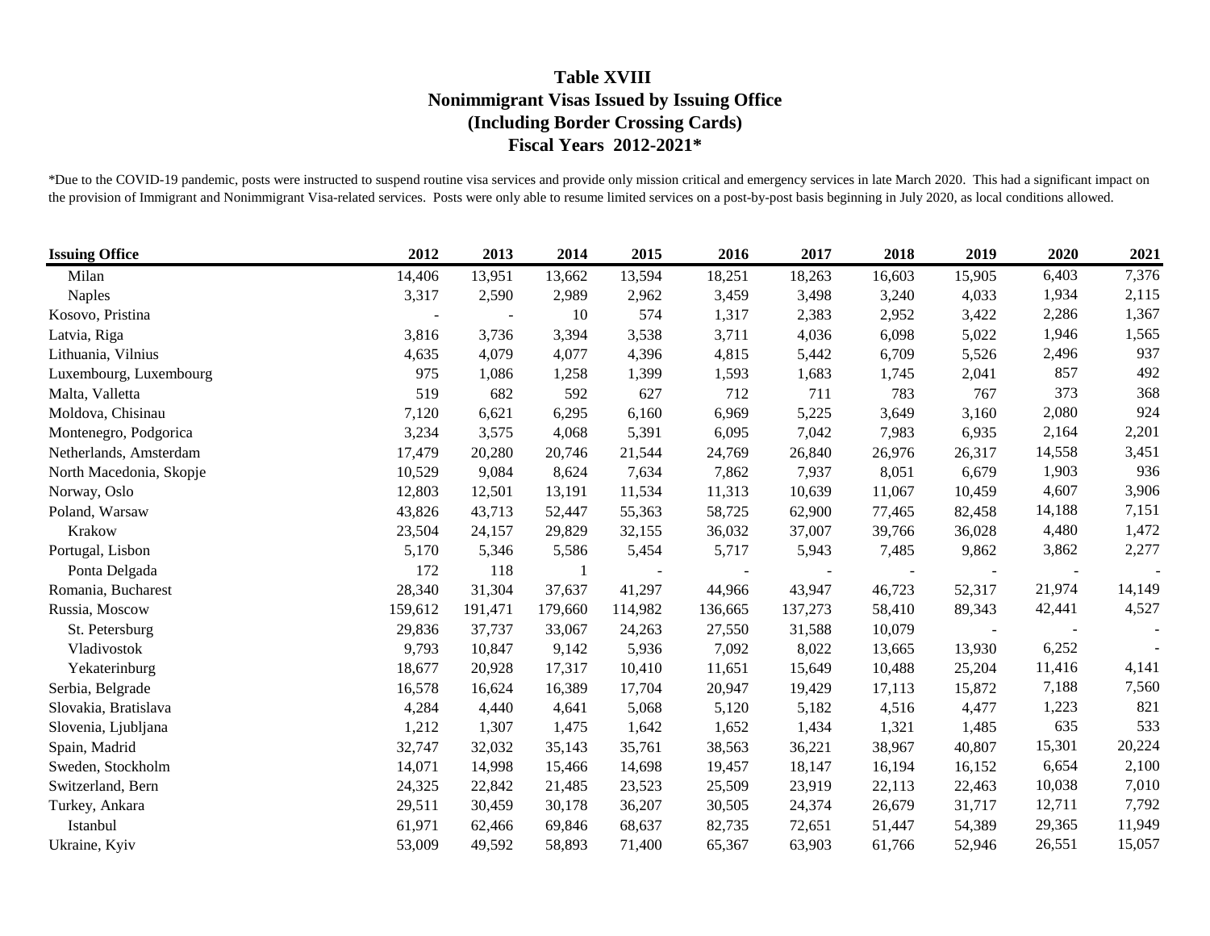**Table XVIII**
**Nonimmigrant Visas Issued by Issuing Office**
**(Including Border Crossing Cards)**
**Fiscal Years 2012-2021***

*Due to the COVID-19 pandemic, posts were instructed to suspend routine visa services and provide only mission critical and emergency services in late March 2020. This had a significant impact on the provision of Immigrant and Nonimmigrant Visa-related services. Posts were only able to resume limited services on a post-by-post basis beginning in July 2020, as local conditions allowed.

| Issuing Office | 2012 | 2013 | 2014 | 2015 | 2016 | 2017 | 2018 | 2019 | 2020 | 2021 |
|---|---|---|---|---|---|---|---|---|---|---|
| Milan | 14,406 | 13,951 | 13,662 | 13,594 | 18,251 | 18,263 | 16,603 | 15,905 | 6,403 | 7,376 |
| Naples | 3,317 | 2,590 | 2,989 | 2,962 | 3,459 | 3,498 | 3,240 | 4,033 | 1,934 | 2,115 |
| Kosovo, Pristina | - | - | 10 | 574 | 1,317 | 2,383 | 2,952 | 3,422 | 2,286 | 1,367 |
| Latvia, Riga | 3,816 | 3,736 | 3,394 | 3,538 | 3,711 | 4,036 | 6,098 | 5,022 | 1,946 | 1,565 |
| Lithuania, Vilnius | 4,635 | 4,079 | 4,077 | 4,396 | 4,815 | 5,442 | 6,709 | 5,526 | 2,496 | 937 |
| Luxembourg, Luxembourg | 975 | 1,086 | 1,258 | 1,399 | 1,593 | 1,683 | 1,745 | 2,041 | 857 | 492 |
| Malta, Valletta | 519 | 682 | 592 | 627 | 712 | 711 | 783 | 767 | 373 | 368 |
| Moldova, Chisinau | 7,120 | 6,621 | 6,295 | 6,160 | 6,969 | 5,225 | 3,649 | 3,160 | 2,080 | 924 |
| Montenegro, Podgorica | 3,234 | 3,575 | 4,068 | 5,391 | 6,095 | 7,042 | 7,983 | 6,935 | 2,164 | 2,201 |
| Netherlands, Amsterdam | 17,479 | 20,280 | 20,746 | 21,544 | 24,769 | 26,840 | 26,976 | 26,317 | 14,558 | 3,451 |
| North Macedonia, Skopje | 10,529 | 9,084 | 8,624 | 7,634 | 7,862 | 7,937 | 8,051 | 6,679 | 1,903 | 936 |
| Norway, Oslo | 12,803 | 12,501 | 13,191 | 11,534 | 11,313 | 10,639 | 11,067 | 10,459 | 4,607 | 3,906 |
| Poland, Warsaw | 43,826 | 43,713 | 52,447 | 55,363 | 58,725 | 62,900 | 77,465 | 82,458 | 14,188 | 7,151 |
| Krakow | 23,504 | 24,157 | 29,829 | 32,155 | 36,032 | 37,007 | 39,766 | 36,028 | 4,480 | 1,472 |
| Portugal, Lisbon | 5,170 | 5,346 | 5,586 | 5,454 | 5,717 | 5,943 | 7,485 | 9,862 | 3,862 | 2,277 |
| Ponta Delgada | 172 | 118 | 1 | - | - | - | - | - | - | - |
| Romania, Bucharest | 28,340 | 31,304 | 37,637 | 41,297 | 44,966 | 43,947 | 46,723 | 52,317 | 21,974 | 14,149 |
| Russia, Moscow | 159,612 | 191,471 | 179,660 | 114,982 | 136,665 | 137,273 | 58,410 | 89,343 | 42,441 | 4,527 |
| St. Petersburg | 29,836 | 37,737 | 33,067 | 24,263 | 27,550 | 31,588 | 10,079 | - | - | - |
| Vladivostok | 9,793 | 10,847 | 9,142 | 5,936 | 7,092 | 8,022 | 13,665 | 13,930 | 6,252 | - |
| Yekaterinburg | 18,677 | 20,928 | 17,317 | 10,410 | 11,651 | 15,649 | 10,488 | 25,204 | 11,416 | 4,141 |
| Serbia, Belgrade | 16,578 | 16,624 | 16,389 | 17,704 | 20,947 | 19,429 | 17,113 | 15,872 | 7,188 | 7,560 |
| Slovakia, Bratislava | 4,284 | 4,440 | 4,641 | 5,068 | 5,120 | 5,182 | 4,516 | 4,477 | 1,223 | 821 |
| Slovenia, Ljubljana | 1,212 | 1,307 | 1,475 | 1,642 | 1,652 | 1,434 | 1,321 | 1,485 | 635 | 533 |
| Spain, Madrid | 32,747 | 32,032 | 35,143 | 35,761 | 38,563 | 36,221 | 38,967 | 40,807 | 15,301 | 20,224 |
| Sweden, Stockholm | 14,071 | 14,998 | 15,466 | 14,698 | 19,457 | 18,147 | 16,194 | 16,152 | 6,654 | 2,100 |
| Switzerland, Bern | 24,325 | 22,842 | 21,485 | 23,523 | 25,509 | 23,919 | 22,113 | 22,463 | 10,038 | 7,010 |
| Turkey, Ankara | 29,511 | 30,459 | 30,178 | 36,207 | 30,505 | 24,374 | 26,679 | 31,717 | 12,711 | 7,792 |
| Istanbul | 61,971 | 62,466 | 69,846 | 68,637 | 82,735 | 72,651 | 51,447 | 54,389 | 29,365 | 11,949 |
| Ukraine, Kyiv | 53,009 | 49,592 | 58,893 | 71,400 | 65,367 | 63,903 | 61,766 | 52,946 | 26,551 | 15,057 |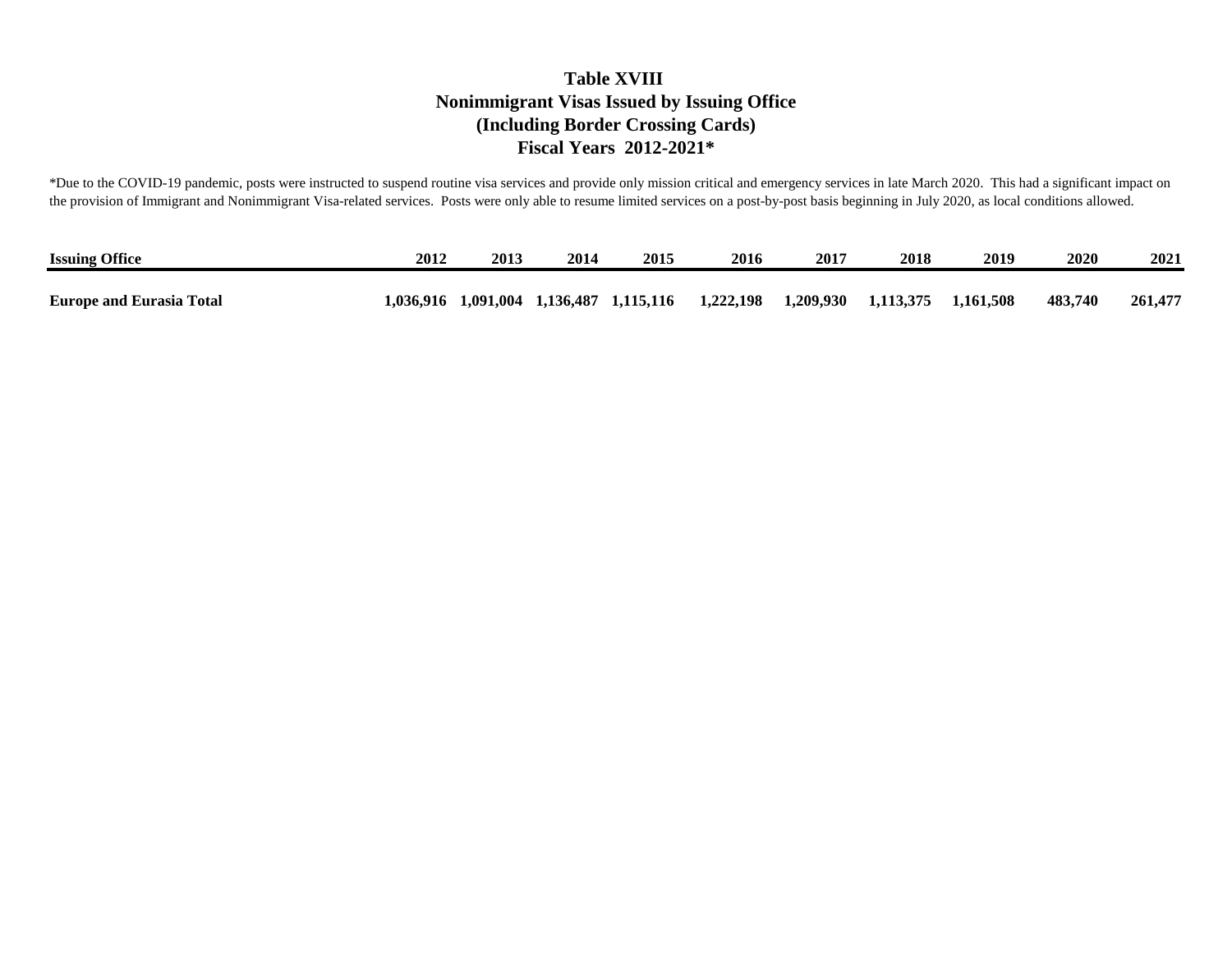# Table XVIII
## Nonimmigrant Visas Issued by Issuing Office
## (Including Border Crossing Cards)
## Fiscal Years 2012-2021*

*Due to the COVID-19 pandemic, posts were instructed to suspend routine visa services and provide only mission critical and emergency services in late March 2020. This had a significant impact on the provision of Immigrant and Nonimmigrant Visa-related services. Posts were only able to resume limited services on a post-by-post basis beginning in July 2020, as local conditions allowed.

| Issuing Office | 2012 | 2013 | 2014 | 2015 | 2016 | 2017 | 2018 | 2019 | 2020 | 2021 |
|---|---|---|---|---|---|---|---|---|---|---|
| **Europe and Eurasia Total** | **1,036,916** | **1,091,004** | **1,136,487** | **1,115,116** | **1,222,198** | **1,209,930** | **1,113,375** | **1,161,508** | **483,740** | **261,477** |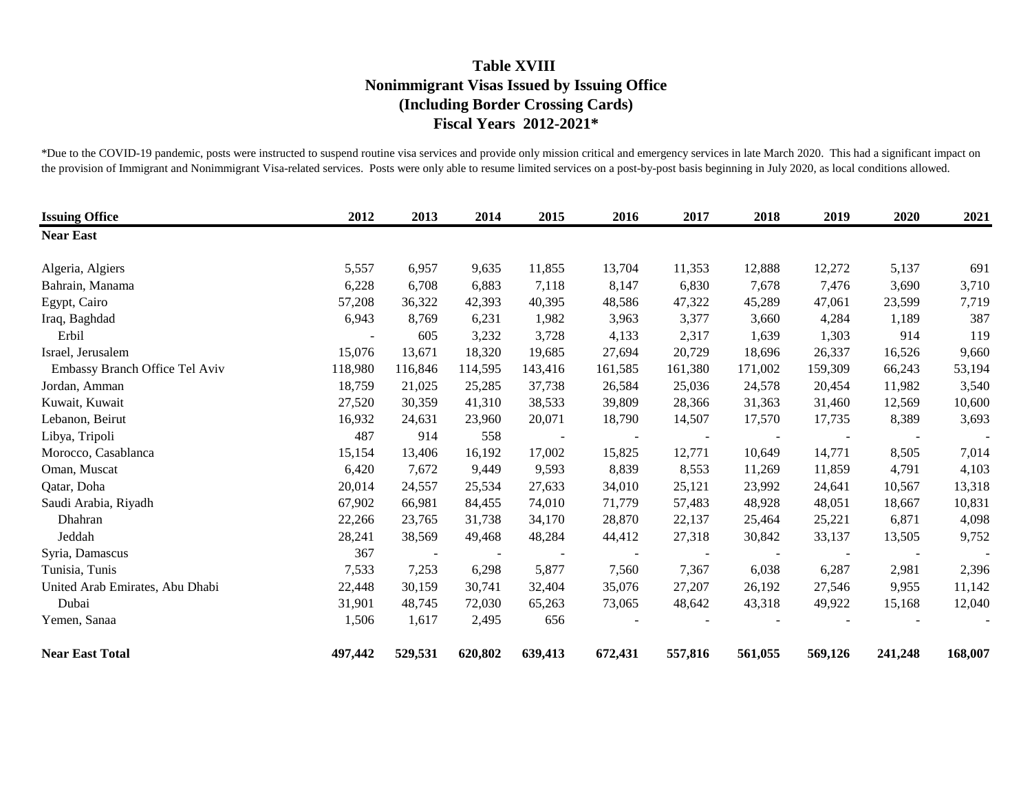## Table XVIII
## Nonimmigrant Visas Issued by Issuing Office
## (Including Border Crossing Cards)
## Fiscal Years 2012-2021*

*Due to the COVID-19 pandemic, posts were instructed to suspend routine visa services and provide only mission critical and emergency services in late March 2020. This had a significant impact on the provision of Immigrant and Nonimmigrant Visa-related services. Posts were only able to resume limited services on a post-by-post basis beginning in July 2020, as local conditions allowed.

| Issuing Office | 2012 | 2013 | 2014 | 2015 | 2016 | 2017 | 2018 | 2019 | 2020 | 2021 |
|---|---|---|---|---|---|---|---|---|---|---|
| **Near East** | | | | | | | | | | |
| Algeria, Algiers | 5,557 | 6,957 | 9,635 | 11,855 | 13,704 | 11,353 | 12,888 | 12,272 | 5,137 | 691 |
| Bahrain, Manama | 6,228 | 6,708 | 6,883 | 7,118 | 8,147 | 6,830 | 7,678 | 7,476 | 3,690 | 3,710 |
| Egypt, Cairo | 57,208 | 36,322 | 42,393 | 40,395 | 48,586 | 47,322 | 45,289 | 47,061 | 23,599 | 7,719 |
| Iraq, Baghdad | 6,943 | 8,769 | 6,231 | 1,982 | 3,963 | 3,377 | 3,660 | 4,284 | 1,189 | 387 |
| Erbil | - | 605 | 3,232 | 3,728 | 4,133 | 2,317 | 1,639 | 1,303 | 914 | 119 |
| Israel, Jerusalem | 15,076 | 13,671 | 18,320 | 19,685 | 27,694 | 20,729 | 18,696 | 26,337 | 16,526 | 9,660 |
| Embassy Branch Office Tel Aviv | 118,980 | 116,846 | 114,595 | 143,416 | 161,585 | 161,380 | 171,002 | 159,309 | 66,243 | 53,194 |
| Jordan, Amman | 18,759 | 21,025 | 25,285 | 37,738 | 26,584 | 25,036 | 24,578 | 20,454 | 11,982 | 3,540 |
| Kuwait, Kuwait | 27,520 | 30,359 | 41,310 | 38,533 | 39,809 | 28,366 | 31,363 | 31,460 | 12,569 | 10,600 |
| Lebanon, Beirut | 16,932 | 24,631 | 23,960 | 20,071 | 18,790 | 14,507 | 17,570 | 17,735 | 8,389 | 3,693 |
| Libya, Tripoli | 487 | 914 | 558 | - | - | - | - | - | - | - |
| Morocco, Casablanca | 15,154 | 13,406 | 16,192 | 17,002 | 15,825 | 12,771 | 10,649 | 14,771 | 8,505 | 7,014 |
| Oman, Muscat | 6,420 | 7,672 | 9,449 | 9,593 | 8,839 | 8,553 | 11,269 | 11,859 | 4,791 | 4,103 |
| Qatar, Doha | 20,014 | 24,557 | 25,534 | 27,633 | 34,010 | 25,121 | 23,992 | 24,641 | 10,567 | 13,318 |
| Saudi Arabia, Riyadh | 67,902 | 66,981 | 84,455 | 74,010 | 71,779 | 57,483 | 48,928 | 48,051 | 18,667 | 10,831 |
| Dhahran | 22,266 | 23,765 | 31,738 | 34,170 | 28,870 | 22,137 | 25,464 | 25,221 | 6,871 | 4,098 |
| Jeddah | 28,241 | 38,569 | 49,468 | 48,284 | 44,412 | 27,318 | 30,842 | 33,137 | 13,505 | 9,752 |
| Syria, Damascus | 367 | - | - | - | - | - | - | - | - | - |
| Tunisia, Tunis | 7,533 | 7,253 | 6,298 | 5,877 | 7,560 | 7,367 | 6,038 | 6,287 | 2,981 | 2,396 |
| United Arab Emirates, Abu Dhabi | 22,448 | 30,159 | 30,741 | 32,404 | 35,076 | 27,207 | 26,192 | 27,546 | 9,955 | 11,142 |
| Dubai | 31,901 | 48,745 | 72,030 | 65,263 | 73,065 | 48,642 | 43,318 | 49,922 | 15,168 | 12,040 |
| Yemen, Sanaa | 1,506 | 1,617 | 2,495 | 656 | - | - | - | - | - | - |
| **Near East Total** | **497,442** | **529,531** | **620,802** | **639,413** | **672,431** | **557,816** | **561,055** | **569,126** | **241,248** | **168,007** |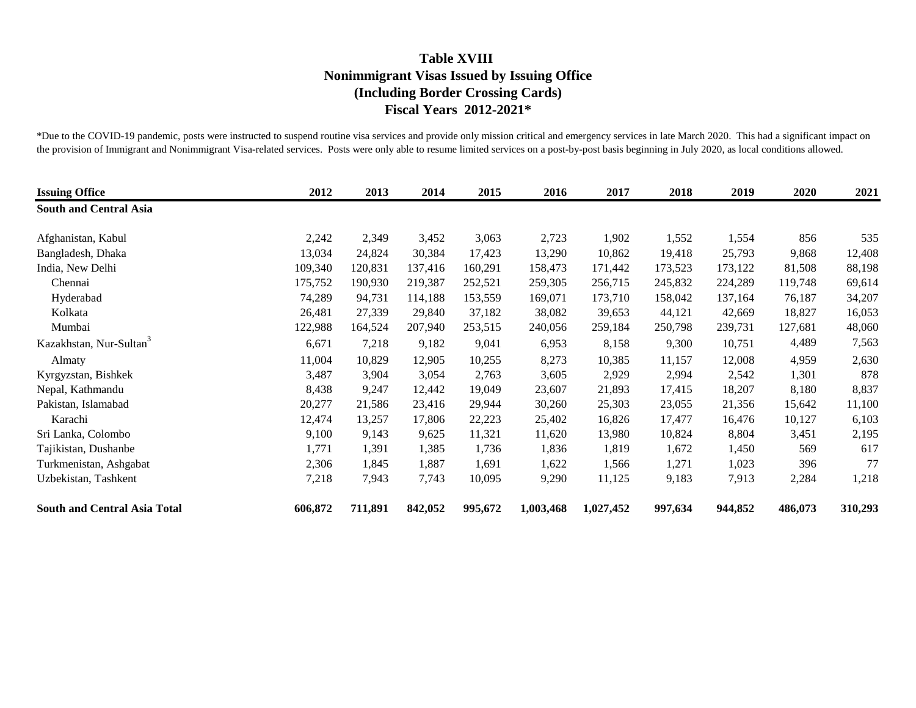# Table XVIII
## Nonimmigrant Visas Issued by Issuing Office
## (Including Border Crossing Cards)
## Fiscal Years 2012-2021*

*Due to the COVID-19 pandemic, posts were instructed to suspend routine visa services and provide only mission critical and emergency services in late March 2020. This had a significant impact on the provision of Immigrant and Nonimmigrant Visa-related services. Posts were only able to resume limited services on a post-by-post basis beginning in July 2020, as local conditions allowed.

| Issuing Office | 2012 | 2013 | 2014 | 2015 | 2016 | 2017 | 2018 | 2019 | 2020 | 2021 |
|---|---|---|---|---|---|---|---|---|---|---|
| **South and Central Asia** | | | | | | | | | | |
| Afghanistan, Kabul | 2,242 | 2,349 | 3,452 | 3,063 | 2,723 | 1,902 | 1,552 | 1,554 | 856 | 535 |
| Bangladesh, Dhaka | 13,034 | 24,824 | 30,384 | 17,423 | 13,290 | 10,862 | 19,418 | 25,793 | 9,868 | 12,408 |
| India, New Delhi | 109,340 | 120,831 | 137,416 | 160,291 | 158,473 | 171,442 | 173,523 | 173,122 | 81,508 | 88,198 |
| Chennai | 175,752 | 190,930 | 219,387 | 252,521 | 259,305 | 256,715 | 245,832 | 224,289 | 119,748 | 69,614 |
| Hyderabad | 74,289 | 94,731 | 114,188 | 153,559 | 169,071 | 173,710 | 158,042 | 137,164 | 76,187 | 34,207 |
| Kolkata | 26,481 | 27,339 | 29,840 | 37,182 | 38,082 | 39,653 | 44,121 | 42,669 | 18,827 | 16,053 |
| Mumbai | 122,988 | 164,524 | 207,940 | 253,515 | 240,056 | 259,184 | 250,798 | 239,731 | 127,681 | 48,060 |
| Kazakhstan, Nur-Sultan[3] | 6,671 | 7,218 | 9,182 | 9,041 | 6,953 | 8,158 | 9,300 | 10,751 | 4,489 | 7,563 |
| Almaty | 11,004 | 10,829 | 12,905 | 10,255 | 8,273 | 10,385 | 11,157 | 12,008 | 4,959 | 2,630 |
| Kyrgyzstan, Bishkek | 3,487 | 3,904 | 3,054 | 2,763 | 3,605 | 2,929 | 2,994 | 2,542 | 1,301 | 878 |
| Nepal, Kathmandu | 8,438 | 9,247 | 12,442 | 19,049 | 23,607 | 21,893 | 17,415 | 18,207 | 8,180 | 8,837 |
| Pakistan, Islamabad | 20,277 | 21,586 | 23,416 | 29,944 | 30,260 | 25,303 | 23,055 | 21,356 | 15,642 | 11,100 |
| Karachi | 12,474 | 13,257 | 17,806 | 22,223 | 25,402 | 16,826 | 17,477 | 16,476 | 10,127 | 6,103 |
| Sri Lanka, Colombo | 9,100 | 9,143 | 9,625 | 11,321 | 11,620 | 13,980 | 10,824 | 8,804 | 3,451 | 2,195 |
| Tajikistan, Dushanbe | 1,771 | 1,391 | 1,385 | 1,736 | 1,836 | 1,819 | 1,672 | 1,450 | 569 | 617 |
| Turkmenistan, Ashgabat | 2,306 | 1,845 | 1,887 | 1,691 | 1,622 | 1,566 | 1,271 | 1,023 | 396 | 77 |
| Uzbekistan, Tashkent | 7,218 | 7,943 | 7,743 | 10,095 | 9,290 | 11,125 | 9,183 | 7,913 | 2,284 | 1,218 |
| **South and Central Asia Total** | **606,872** | **711,891** | **842,052** | **995,672** | **1,003,468** | **1,027,452** | **997,634** | **944,852** | **486,073** | **310,293** |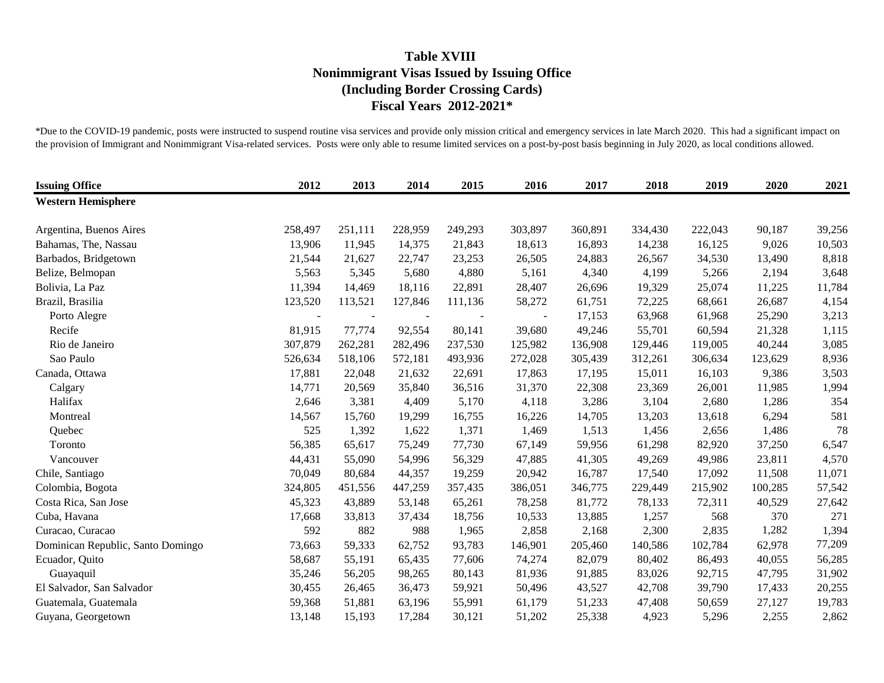# Table XVIII
## Nonimmigrant Visas Issued by Issuing Office
## (Including Border Crossing Cards)
## Fiscal Years 2012-2021*

*Due to the COVID-19 pandemic, posts were instructed to suspend routine visa services and provide only mission critical and emergency services in late March 2020. This had a significant impact on the provision of Immigrant and Nonimmigrant Visa-related services. Posts were only able to resume limited services on a post-by-post basis beginning in July 2020, as local conditions allowed.

| Issuing Office | 2012 | 2013 | 2014 | 2015 | 2016 | 2017 | 2018 | 2019 | 2020 | 2021 |
|---|---|---|---|---|---|---|---|---|---|---|
| **Western Hemisphere** | | | | | | | | | | |
| Argentina, Buenos Aires | 258,497 | 251,111 | 228,959 | 249,293 | 303,897 | 360,891 | 334,430 | 222,043 | 90,187 | 39,256 |
| Bahamas, The, Nassau | 13,906 | 11,945 | 14,375 | 21,843 | 18,613 | 16,893 | 14,238 | 16,125 | 9,026 | 10,503 |
| Barbados, Bridgetown | 21,544 | 21,627 | 22,747 | 23,253 | 26,505 | 24,883 | 26,567 | 34,530 | 13,490 | 8,818 |
| Belize, Belmopan | 5,563 | 5,345 | 5,680 | 4,880 | 5,161 | 4,340 | 4,199 | 5,266 | 2,194 | 3,648 |
| Bolivia, La Paz | 11,394 | 14,469 | 18,116 | 22,891 | 28,407 | 26,696 | 19,329 | 25,074 | 11,225 | 11,784 |
| Brazil, Brasilia | 123,520 | 113,521 | 127,846 | 111,136 | 58,272 | 61,751 | 72,225 | 68,661 | 26,687 | 4,154 |
| Porto Alegre | - | - | - | - | - | 17,153 | 63,968 | 61,968 | 25,290 | 3,213 |
| Recife | 81,915 | 77,774 | 92,554 | 80,141 | 39,680 | 49,246 | 55,701 | 60,594 | 21,328 | 1,115 |
| Rio de Janeiro | 307,879 | 262,281 | 282,496 | 237,530 | 125,982 | 136,908 | 129,446 | 119,005 | 40,244 | 3,085 |
| Sao Paulo | 526,634 | 518,106 | 572,181 | 493,936 | 272,028 | 305,439 | 312,261 | 306,634 | 123,629 | 8,936 |
| Canada, Ottawa | 17,881 | 22,048 | 21,632 | 22,691 | 17,863 | 17,195 | 15,011 | 16,103 | 9,386 | 3,503 |
| Calgary | 14,771 | 20,569 | 35,840 | 36,516 | 31,370 | 22,308 | 23,369 | 26,001 | 11,985 | 1,994 |
| Halifax | 2,646 | 3,381 | 4,409 | 5,170 | 4,118 | 3,286 | 3,104 | 2,680 | 1,286 | 354 |
| Montreal | 14,567 | 15,760 | 19,299 | 16,755 | 16,226 | 14,705 | 13,203 | 13,618 | 6,294 | 581 |
| Quebec | 525 | 1,392 | 1,622 | 1,371 | 1,469 | 1,513 | 1,456 | 2,656 | 1,486 | 78 |
| Toronto | 56,385 | 65,617 | 75,249 | 77,730 | 67,149 | 59,956 | 61,298 | 82,920 | 37,250 | 6,547 |
| Vancouver | 44,431 | 55,090 | 54,996 | 56,329 | 47,885 | 41,305 | 49,269 | 49,986 | 23,811 | 4,570 |
| Chile, Santiago | 70,049 | 80,684 | 44,357 | 19,259 | 20,942 | 16,787 | 17,540 | 17,092 | 11,508 | 11,071 |
| Colombia, Bogota | 324,805 | 451,556 | 447,259 | 357,435 | 386,051 | 346,775 | 229,449 | 215,902 | 100,285 | 57,542 |
| Costa Rica, San Jose | 45,323 | 43,889 | 53,148 | 65,261 | 78,258 | 81,772 | 78,133 | 72,311 | 40,529 | 27,642 |
| Cuba, Havana | 17,668 | 33,813 | 37,434 | 18,756 | 10,533 | 13,885 | 1,257 | 568 | 370 | 271 |
| Curacao, Curacao | 592 | 882 | 988 | 1,965 | 2,858 | 2,168 | 2,300 | 2,835 | 1,282 | 1,394 |
| Dominican Republic, Santo Domingo | 73,663 | 59,333 | 62,752 | 93,783 | 146,901 | 205,460 | 140,586 | 102,784 | 62,978 | 77,209 |
| Ecuador, Quito | 58,687 | 55,191 | 65,435 | 77,606 | 74,274 | 82,079 | 80,402 | 86,493 | 40,055 | 56,285 |
| Guayaquil | 35,246 | 56,205 | 98,265 | 80,143 | 81,936 | 91,885 | 83,026 | 92,715 | 47,795 | 31,902 |
| El Salvador, San Salvador | 30,455 | 26,465 | 36,473 | 59,921 | 50,496 | 43,527 | 42,708 | 39,790 | 17,433 | 20,255 |
| Guatemala, Guatemala | 59,368 | 51,881 | 63,196 | 55,991 | 61,179 | 51,233 | 47,408 | 50,659 | 27,127 | 19,783 |
| Guyana, Georgetown | 13,148 | 15,193 | 17,284 | 30,121 | 51,202 | 25,338 | 4,923 | 5,296 | 2,255 | 2,862 |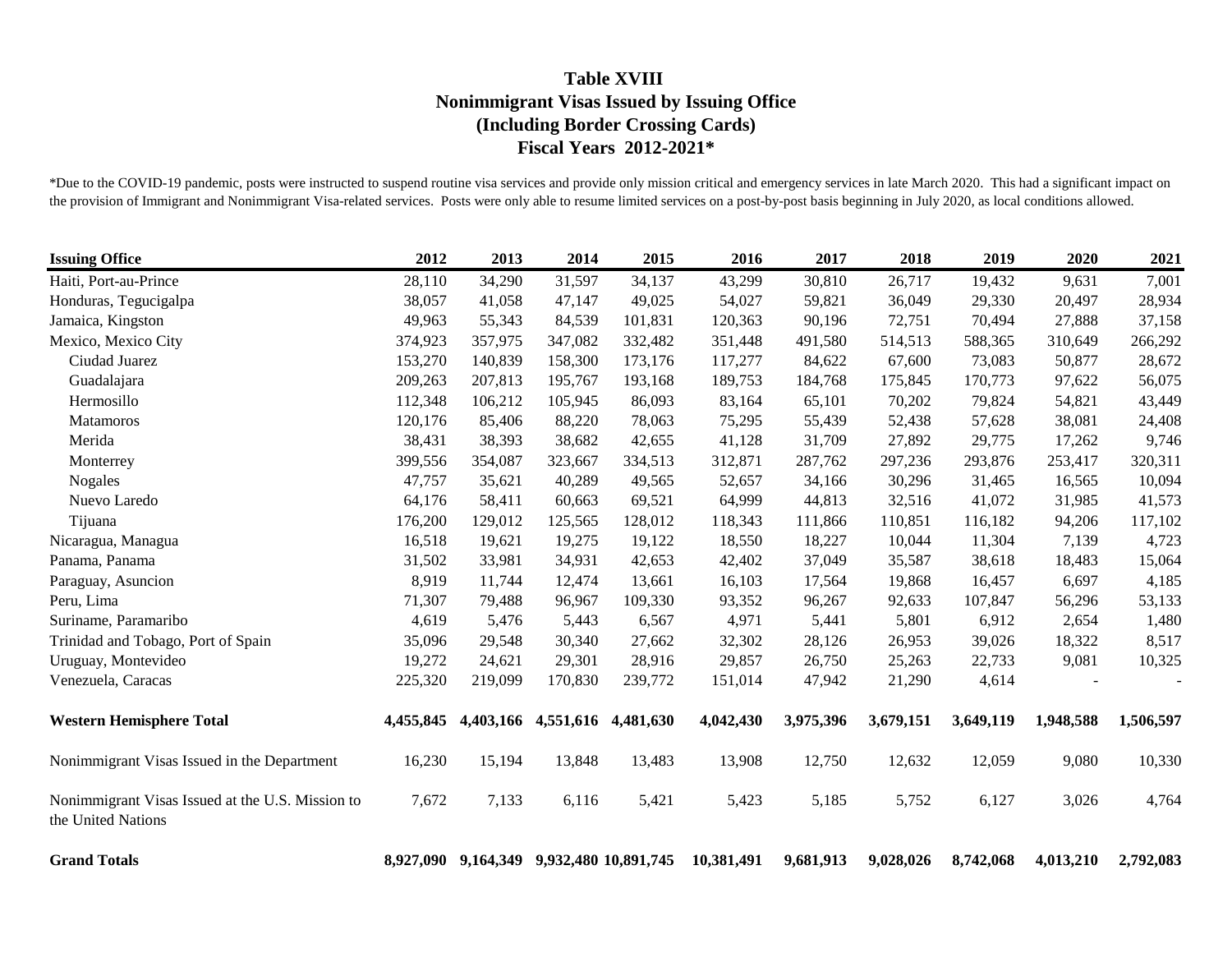## Table XVIII
## Nonimmigrant Visas Issued by Issuing Office
## (Including Border Crossing Cards)
## Fiscal Years 2012-2021*

*Due to the COVID-19 pandemic, posts were instructed to suspend routine visa services and provide only mission critical and emergency services in late March 2020. This had a significant impact on the provision of Immigrant and Nonimmigrant Visa-related services. Posts were only able to resume limited services on a post-by-post basis beginning in July 2020, as local conditions allowed.

| Issuing Office | 2012 | 2013 | 2014 | 2015 | 2016 | 2017 | 2018 | 2019 | 2020 | 2021 |
|---|---|---|---|---|---|---|---|---|---|---|
| Haiti, Port-au-Prince | 28,110 | 34,290 | 31,597 | 34,137 | 43,299 | 30,810 | 26,717 | 19,432 | 9,631 | 7,001 |
| Honduras, Tegucigalpa | 38,057 | 41,058 | 47,147 | 49,025 | 54,027 | 59,821 | 36,049 | 29,330 | 20,497 | 28,934 |
| Jamaica, Kingston | 49,963 | 55,343 | 84,539 | 101,831 | 120,363 | 90,196 | 72,751 | 70,494 | 27,888 | 37,158 |
| Mexico, Mexico City | 374,923 | 357,975 | 347,082 | 332,482 | 351,448 | 491,580 | 514,513 | 588,365 | 310,649 | 266,292 |
| Ciudad Juarez | 153,270 | 140,839 | 158,300 | 173,176 | 117,277 | 84,622 | 67,600 | 73,083 | 50,877 | 28,672 |
| Guadalajara | 209,263 | 207,813 | 195,767 | 193,168 | 189,753 | 184,768 | 175,845 | 170,773 | 97,622 | 56,075 |
| Hermosillo | 112,348 | 106,212 | 105,945 | 86,093 | 83,164 | 65,101 | 70,202 | 79,824 | 54,821 | 43,449 |
| Matamoros | 120,176 | 85,406 | 88,220 | 78,063 | 75,295 | 55,439 | 52,438 | 57,628 | 38,081 | 24,408 |
| Merida | 38,431 | 38,393 | 38,682 | 42,655 | 41,128 | 31,709 | 27,892 | 29,775 | 17,262 | 9,746 |
| Monterrey | 399,556 | 354,087 | 323,667 | 334,513 | 312,871 | 287,762 | 297,236 | 293,876 | 253,417 | 320,311 |
| Nogales | 47,757 | 35,621 | 40,289 | 49,565 | 52,657 | 34,166 | 30,296 | 31,465 | 16,565 | 10,094 |
| Nuevo Laredo | 64,176 | 58,411 | 60,663 | 69,521 | 64,999 | 44,813 | 32,516 | 41,072 | 31,985 | 41,573 |
| Tijuana | 176,200 | 129,012 | 125,565 | 128,012 | 118,343 | 111,866 | 110,851 | 116,182 | 94,206 | 117,102 |
| Nicaragua, Managua | 16,518 | 19,621 | 19,275 | 19,122 | 18,550 | 18,227 | 10,044 | 11,304 | 7,139 | 4,723 |
| Panama, Panama | 31,502 | 33,981 | 34,931 | 42,653 | 42,402 | 37,049 | 35,587 | 38,618 | 18,483 | 15,064 |
| Paraguay, Asuncion | 8,919 | 11,744 | 12,474 | 13,661 | 16,103 | 17,564 | 19,868 | 16,457 | 6,697 | 4,185 |
| Peru, Lima | 71,307 | 79,488 | 96,967 | 109,330 | 93,352 | 96,267 | 92,633 | 107,847 | 56,296 | 53,133 |
| Suriname, Paramaribo | 4,619 | 5,476 | 5,443 | 6,567 | 4,971 | 5,441 | 5,801 | 6,912 | 2,654 | 1,480 |
| Trinidad and Tobago, Port of Spain | 35,096 | 29,548 | 30,340 | 27,662 | 32,302 | 28,126 | 26,953 | 39,026 | 18,322 | 8,517 |
| Uruguay, Montevideo | 19,272 | 24,621 | 29,301 | 28,916 | 29,857 | 26,750 | 25,263 | 22,733 | 9,081 | 10,325 |
| Venezuela, Caracas | 225,320 | 219,099 | 170,830 | 239,772 | 151,014 | 47,942 | 21,290 | 4,614 | - | - |
| **Western Hemisphere Total** | **4,455,845** | **4,403,166** | **4,551,616** | **4,481,630** | **4,042,430** | **3,975,396** | **3,679,151** | **3,649,119** | **1,948,588** | **1,506,597** |
| Nonimmigrant Visas Issued in the Department | 16,230 | 15,194 | 13,848 | 13,483 | 13,908 | 12,750 | 12,632 | 12,059 | 9,080 | 10,330 |
| Nonimmigrant Visas Issued at the U.S. Mission to the United Nations | 7,672 | 7,133 | 6,116 | 5,421 | 5,423 | 5,185 | 5,752 | 6,127 | 3,026 | 4,764 |
| **Grand Totals** | **8,927,090** | **9,164,349** | **9,932,480** | **10,891,745** | **10,381,491** | **9,681,913** | **9,028,026** | **8,742,068** | **4,013,210** | **2,792,083** |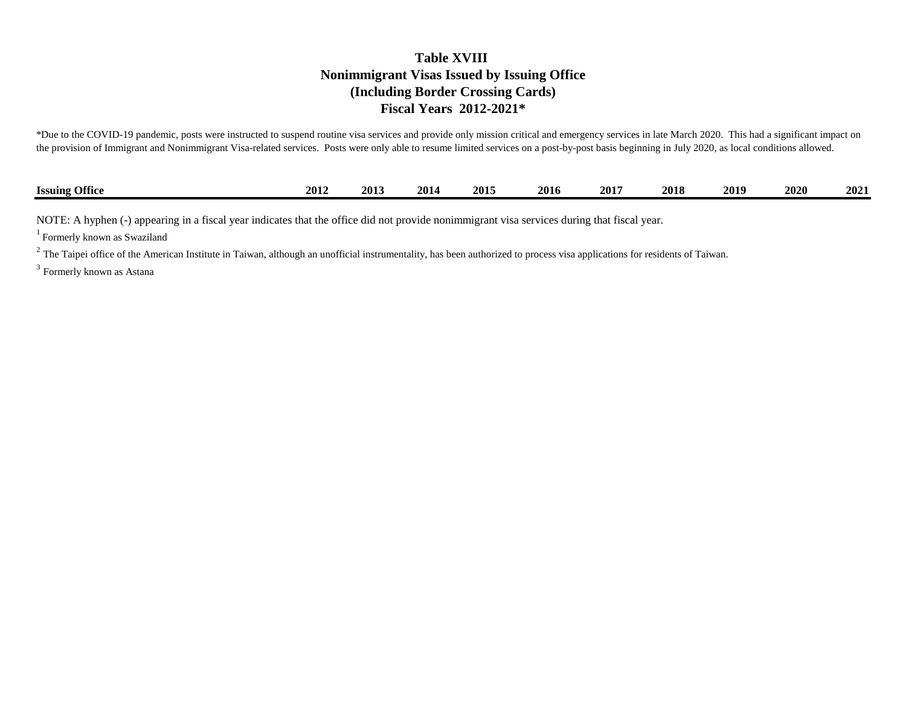# Table XVIII
## Nonimmigrant Visas Issued by Issuing Office
## (Including Border Crossing Cards)
## Fiscal Years 2012-2021*

*Due to the COVID-19 pandemic, posts were instructed to suspend routine visa services and provide only mission critical and emergency services in late March 2020. This had a significant impact on the provision of Immigrant and Nonimmigrant Visa-related services. Posts were only able to resume limited services on a post-by-post basis beginning in July 2020, as local conditions allowed.

| Issuing Office | 2012 | 2013 | 2014 | 2015 | 2016 | 2017 | 2018 | 2019 | 2020 | 2021 |
|---|---|---|---|---|---|---|---|---|---|---|

NOTE: A hyphen (-) appearing in a fiscal year indicates that the office did not provide nonimmigrant visa services during that fiscal year.

[1] Formerly known as Swaziland

[2] The Taipei office of the American Institute in Taiwan, although an unofficial instrumentality, has been authorized to process visa applications for residents of Taiwan.

[3] Formerly known as Astana